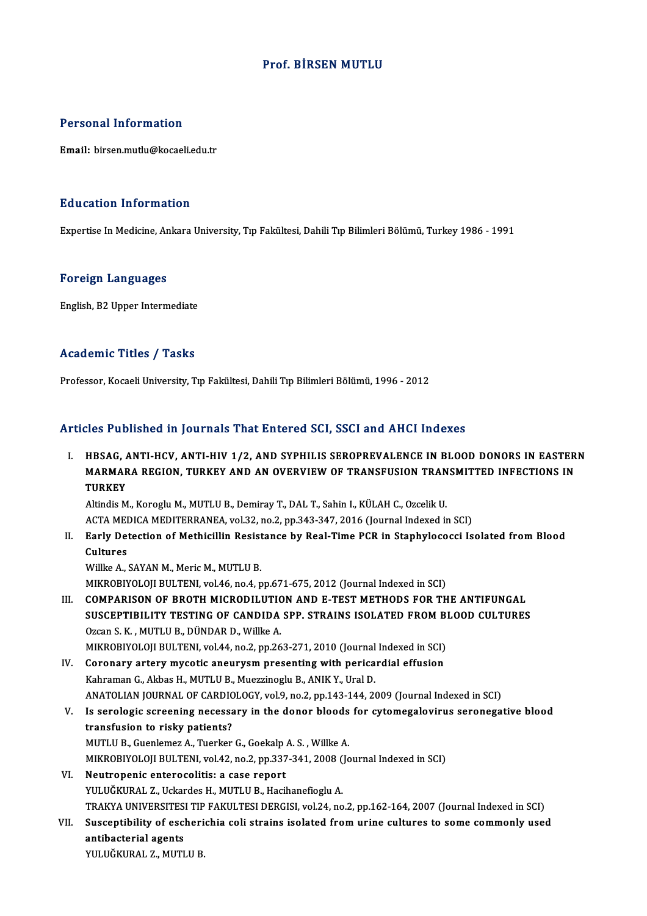# Prof. BİRSEN MUTLU

## Personal Information

**Email:** birsen.mutlu@kocaeli.edu.tr

## Education Information

Expertise In Medicine, Ankara University, Tıp Fakültesi, Dahili Tıp Bilimleri Bölümü, Turkey 1986 - 1991

## Foreign Languages

English, B2 Upper Intermediate

## Academic Titles / Tasks

Professor, Kocaeli University, Tıp Fakültesi, Dahili Tıp Bilimleri Bölümü, 1996 - 2012

## Articles Published in Journals That Entered SCI, SSCI and AHCI Indexes

I. **HBSAG, ANTI-HCV, ANTI-HIV 1/2, AND SYPHILIS SEROPREVALENCE IN BLOOD DONORS IN EASTERN MARMARA REGION, TURKEY AND AN OVERVIEW OF TRANSFUSION TRANSMITTED INFECTIONS IN TURKEY**
Altindis M., Koroglu M., MUTLU B., Demiray T., DAL T., Sahin I., KÜLAH C., Ozcelik U.
ACTA MEDICA MEDITERRANEA, vol.32, no.2, pp.343-347, 2016 (Journal Indexed in SCI)

II. **Early Detection of Methicillin Resistance by Real-Time PCR in Staphylococci Isolated from Blood Cultures**
Willke A., SAYAN M., Meric M., MUTLU B.
MIKROBIYOLOJI BULTENI, vol.46, no.4, pp.671-675, 2012 (Journal Indexed in SCI)

III. **COMPARISON OF BROTH MICRODILUTION AND E-TEST METHODS FOR THE ANTIFUNGAL SUSCEPTIBILITY TESTING OF CANDIDA SPP. STRAINS ISOLATED FROM BLOOD CULTURES**
Ozcan S. K. , MUTLU B., DÜNDAR D., Willke A.
MIKROBIYOLOJI BULTENI, vol.44, no.2, pp.263-271, 2010 (Journal Indexed in SCI)

IV. **Coronary artery mycotic aneurysm presenting with pericardial effusion**
Kahraman G., Akbas H., MUTLU B., Muezzinoglu B., ANIK Y., Ural D.
ANATOLIAN JOURNAL OF CARDIOLOGY, vol.9, no.2, pp.143-144, 2009 (Journal Indexed in SCI)

V. **Is serologic screening necessary in the donor bloods for cytomegalovirus seronegative blood transfusion to risky patients?**
MUTLU B., Guenlemez A., Tuerker G., Goekalp A. S. , Willke A.
MIKROBIYOLOJI BULTENI, vol.42, no.2, pp.337-341, 2008 (Journal Indexed in SCI)

VI. **Neutropenic enterocolitis: a case report**
YULUĞKURAL Z., Uckardes H., MUTLU B., Hacihanefioglu A.
TRAKYA UNIVERSITESI TIP FAKULTESI DERGISI, vol.24, no.2, pp.162-164, 2007 (Journal Indexed in SCI)

VII. **Susceptibility of escherichia coli strains isolated from urine cultures to some commonly used antibacterial agents**
YULUĞKURAL Z., MUTLU B.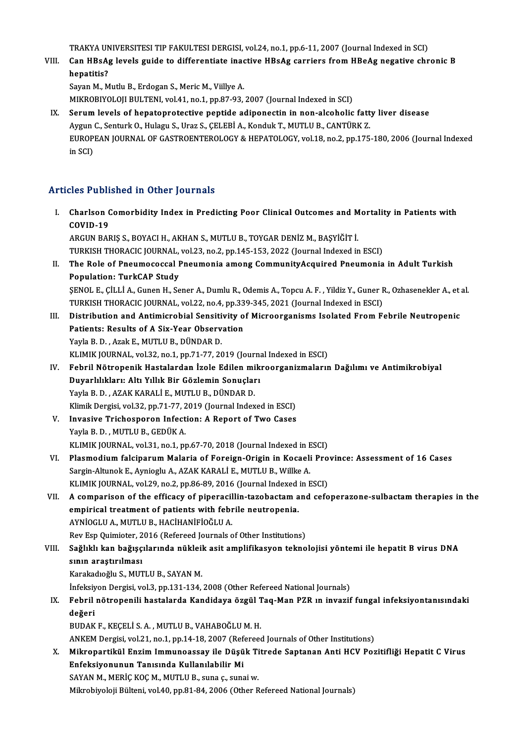TRAKYA UNIVERSITESI TIP FAKULTESI DERGISI, vol.24, no.1, pp.6-11, 2007 (Journal Indexed in SCI)

VIII. **Can HBsAg levels guide to differentiate inactive HBsAg carriers from HBeAg negative chronic B hepatitis?**
Sayan M., Mutlu B., Erdogan S., Meric M., Viillye A.
MIKROBIYOLOJI BULTENI, vol.41, no.1, pp.87-93, 2007 (Journal Indexed in SCI)

IX. **Serum levels of hepatoprotective peptide adiponectin in non-alcoholic fatty liver disease**
Aygun C., Senturk O., Hulagu S., Uraz S., ÇELEBİ A., Konduk T., MUTLU B., CANTÜRK Z.
EUROPEAN JOURNAL OF GASTROENTEROLOGY & HEPATOLOGY, vol.18, no.2, pp.175-180, 2006 (Journal Indexed in SCI)

## Articles Published in Other Journals

I. **Charlson Comorbidity Index in Predicting Poor Clinical Outcomes and Mortality in Patients with COVID-19**
ARGUN BARIŞ S., BOYACI H., AKHAN S., MUTLU B., TOYGAR DENİZ M., BAŞYİĞİT İ.
TURKISH THORACIC JOURNAL, vol.23, no.2, pp.145-153, 2022 (Journal Indexed in ESCI)

II. **The Role of Pneumococcal Pneumonia among CommunityAcquired Pneumonia in Adult Turkish Population: TurkCAP Study**
ŞENOL E., ÇİLLİ A., Gunen H., Sener A., Dumlu R., Odemis A., Topcu A. F. , Yildiz Y., Guner R., Ozhasenekler A., et al.
TURKISH THORACIC JOURNAL, vol.22, no.4, pp.339-345, 2021 (Journal Indexed in ESCI)

III. **Distribution and Antimicrobial Sensitivity of Microorganisms Isolated From Febrile Neutropenic Patients: Results of A Six-Year Observation**
Yayla B. D. , Azak E., MUTLU B., DÜNDAR D.
KLIMIK JOURNAL, vol.32, no.1, pp.71-77, 2019 (Journal Indexed in ESCI)

IV. **Febril Nötropenik Hastalardan İzole Edilen mikroorganizmaların Dağılımı ve Antimikrobiyal Duyarlılıkları: Altı Yıllık Bir Gözlemin Sonuçları**
Yayla B. D. , AZAK KARALİ E., MUTLU B., DÜNDAR D.
Klimik Dergisi, vol.32, pp.71-77, 2019 (Journal Indexed in ESCI)

V. **Invasive Trichosporon Infection: A Report of Two Cases**
Yayla B. D. , MUTLU B., GEDÜK A.
KLIMIK JOURNAL, vol.31, no.1, pp.67-70, 2018 (Journal Indexed in ESCI)

VI. **Plasmodium falciparum Malaria of Foreign-Origin in Kocaeli Province: Assessment of 16 Cases**
Sargin-Altunok E., Aynioglu A., AZAK KARALİ E., MUTLU B., Willke A.
KLIMIK JOURNAL, vol.29, no.2, pp.86-89, 2016 (Journal Indexed in ESCI)

VII. **A comparison of the efficacy of piperacillin-tazobactam and cefoperazone-sulbactam therapies in the empirical treatment of patients with febrile neutropenia.**
AYNİOGLU A., MUTLU B., HACİHANİFİOĞLU A.
Rev Esp Quimioter, 2016 (Refereed Journals of Other Institutions)

VIII. **Sağlıklı kan bağışçılarında nükleik asit amplifikasyon teknolojisi yöntemi ile hepatit B virus DNA sının araştırılması**
Karakadıoğlu S., MUTLU B., SAYAN M.
İnfeksiyon Dergisi, vol.3, pp.131-134, 2008 (Other Refereed National Journals)

IX. **Febril nötropenili hastalarda Kandidaya özgül Taq-Man PZR ın invazif fungal infeksiyontanısındaki değeri**
BUDAK F., KEÇELİ S. A. , MUTLU B., VAHABOĞLU M. H.
ANKEM Dergisi, vol.21, no.1, pp.14-18, 2007 (Refereed Journals of Other Institutions)

X. **Mikropartikül Enzim Immunoassay ile Düşük Titrede Saptanan Anti HCV Pozitifliği Hepatit C Virus Enfeksiyonunun Tanısında Kullanılabilir Mi**
SAYAN M., MERİÇ KOÇ M., MUTLU B., suna ç., sunai w.
Mikrobiyoloji Bülteni, vol.40, pp.81-84, 2006 (Other Refereed National Journals)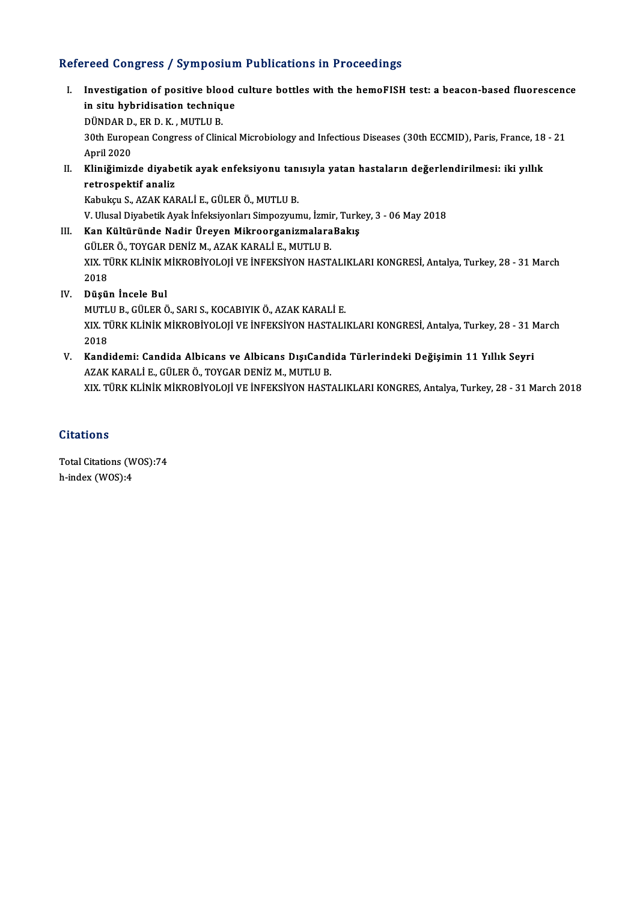## Refereed Congress / Symposium Publications in Proceedings

I. **Investigation of positive blood culture bottles with the hemoFISH test: a beacon-based fluorescence in situ hybridisation technique**
   DÜNDAR D., ER D. K. , MUTLU B.
   30th European Congress of Clinical Microbiology and Infectious Diseases (30th ECCMID), Paris, France, 18 - 21 April 2020

II. **Kliniğimizde diyabetik ayak enfeksiyonu tanısıyla yatan hastaların değerlendirilmesi: iki yıllık retrospektif analiz**
   Kabukçu S., AZAK KARALİ E., GÜLER Ö., MUTLU B.
   V. Ulusal Diyabetik Ayak İnfeksiyonları Simpozyumu, İzmir, Turkey, 3 - 06 May 2018

III. **Kan Kültüründe Nadir Üreyen MikroorganizmalaraBakış**
   GÜLER Ö., TOYGAR DENİZ M., AZAK KARALİ E., MUTLU B.
   XIX. TÜRK KLİNİK MİKROBİYOLOJİ VE İNFEKSİYON HASTALIKLARI KONGRESİ, Antalya, Turkey, 28 - 31 March 2018

IV. **Düşün İncele Bul**
   MUTLU B., GÜLER Ö., SARI S., KOCABIYIK Ö., AZAK KARALİ E.
   XIX. TÜRK KLİNİK MİKROBİYOLOJİ VE İNFEKSİYON HASTALIKLARI KONGRESİ, Antalya, Turkey, 28 - 31 March 2018

V. **Kandidemi: Candida Albicans ve Albicans DışıCandida Türlerindeki Değişimin 11 Yıllık Seyri**
   AZAK KARALİ E., GÜLER Ö., TOYGAR DENİZ M., MUTLU B.
   XIX. TÜRK KLİNİK MİKROBİYOLOJİ VE İNFEKSİYON HASTALIKLARI KONGRES, Antalya, Turkey, 28 - 31 March 2018

## Citations

Total Citations (WOS):74
h-index (WOS):4